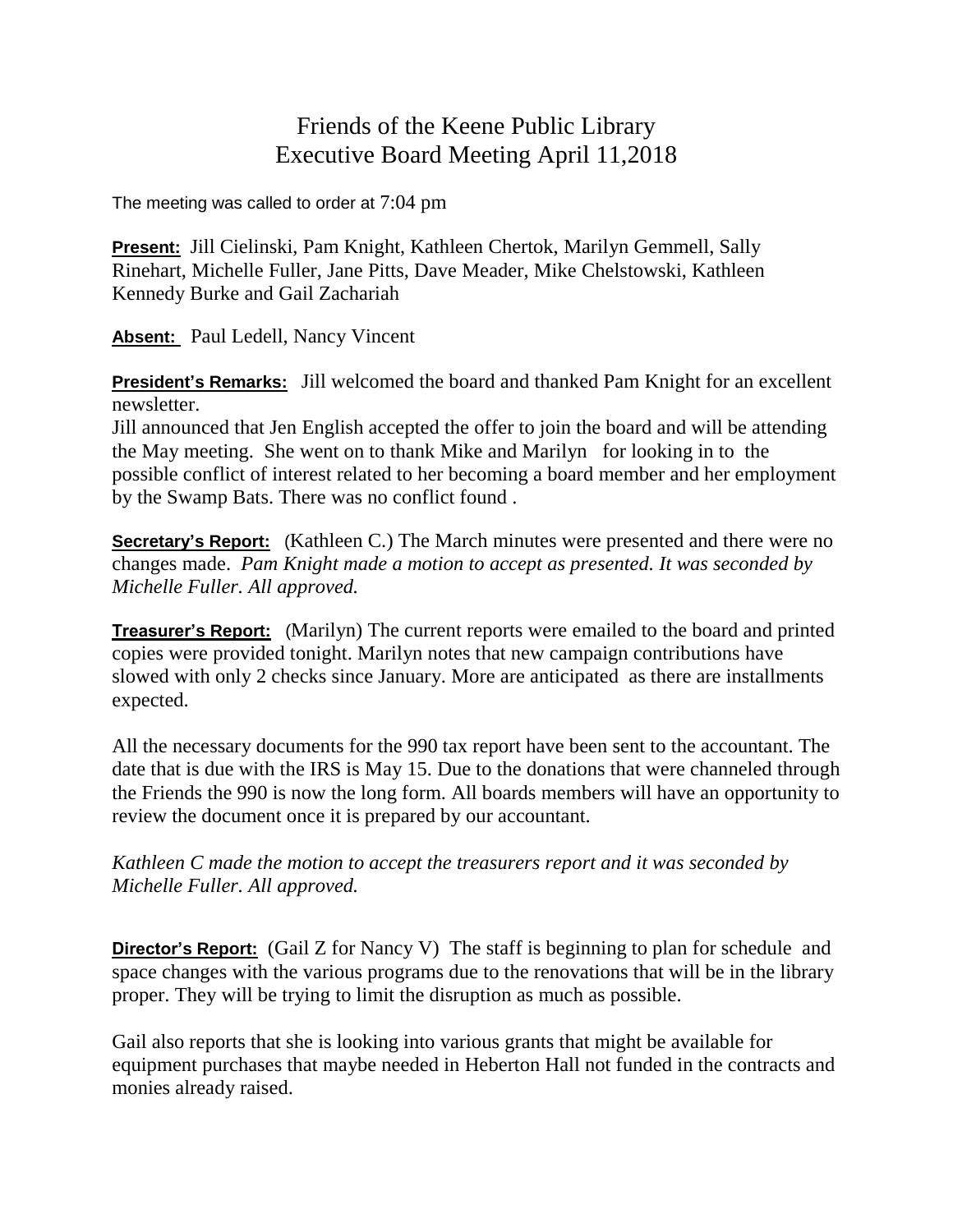# Friends of the Keene Public Library
## Executive Board Meeting April 11,2018

The meeting was called to order at 7:04 pm

**Present:** Jill Cielinski, Pam Knight, Kathleen Chertok, Marilyn Gemmell, Sally Rinehart, Michelle Fuller, Jane Pitts, Dave Meader, Mike Chelstowski, Kathleen Kennedy Burke and Gail Zachariah

**Absent:** Paul Ledell, Nancy Vincent

**President's Remarks:** Jill welcomed the board and thanked Pam Knight for an excellent newsletter.
Jill announced that Jen English accepted the offer to join the board and will be attending the May meeting. She went on to thank Mike and Marilyn for looking in to the possible conflict of interest related to her becoming a board member and her employment by the Swamp Bats. There was no conflict found .

**Secretary's Report:** (Kathleen C.) The March minutes were presented and there were no changes made. *Pam Knight made a motion to accept as presented. It was seconded by Michelle Fuller. All approved.*

**Treasurer's Report:** (Marilyn) The current reports were emailed to the board and printed copies were provided tonight. Marilyn notes that new campaign contributions have slowed with only 2 checks since January. More are anticipated as there are installments expected.

All the necessary documents for the 990 tax report have been sent to the accountant. The date that is due with the IRS is May 15. Due to the donations that were channeled through the Friends the 990 is now the long form. All boards members will have an opportunity to review the document once it is prepared by our accountant.

*Kathleen C made the motion to accept the treasurers report and it was seconded by Michelle Fuller. All approved.*

**Director's Report:** (Gail Z for Nancy V) The staff is beginning to plan for schedule and space changes with the various programs due to the renovations that will be in the library proper. They will be trying to limit the disruption as much as possible.

Gail also reports that she is looking into various grants that might be available for equipment purchases that maybe needed in Heberton Hall not funded in the contracts and monies already raised.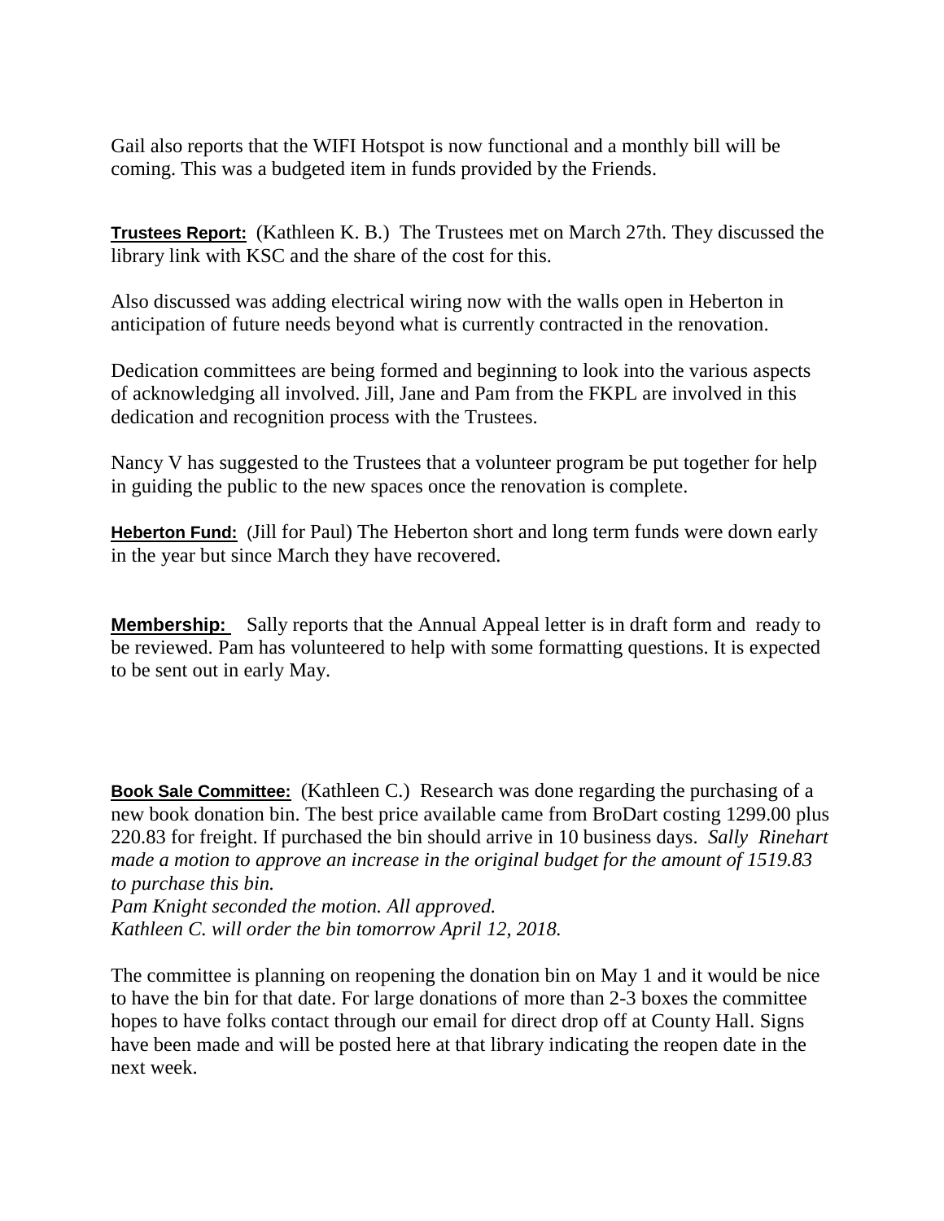Gail also reports that the WIFI Hotspot is now functional and a monthly bill will be coming. This was a budgeted item in funds provided by the Friends.

**Trustees Report:** (Kathleen K. B.) The Trustees met on March 27th. They discussed the library link with KSC and the share of the cost for this.

Also discussed was adding electrical wiring now with the walls open in Heberton in anticipation of future needs beyond what is currently contracted in the renovation.

Dedication committees are being formed and beginning to look into the various aspects of acknowledging all involved. Jill, Jane and Pam from the FKPL are involved in this dedication and recognition process with the Trustees.

Nancy V has suggested to the Trustees that a volunteer program be put together for help in guiding the public to the new spaces once the renovation is complete.

**Heberton Fund:** (Jill for Paul) The Heberton short and long term funds were down early in the year but since March they have recovered.

**Membership:** Sally reports that the Annual Appeal letter is in draft form and ready to be reviewed. Pam has volunteered to help with some formatting questions. It is expected to be sent out in early May.

**Book Sale Committee:** (Kathleen C.) Research was done regarding the purchasing of a new book donation bin. The best price available came from BroDart costing 1299.00 plus 220.83 for freight. If purchased the bin should arrive in 10 business days. *Sally Rinehart made a motion to approve an increase in the original budget for the amount of 1519.83 to purchase this bin.*
*Pam Knight seconded the motion. All approved.*
*Kathleen C. will order the bin tomorrow April 12, 2018.*

The committee is planning on reopening the donation bin on May 1 and it would be nice to have the bin for that date. For large donations of more than 2-3 boxes the committee hopes to have folks contact through our email for direct drop off at County Hall. Signs have been made and will be posted here at that library indicating the reopen date in the next week.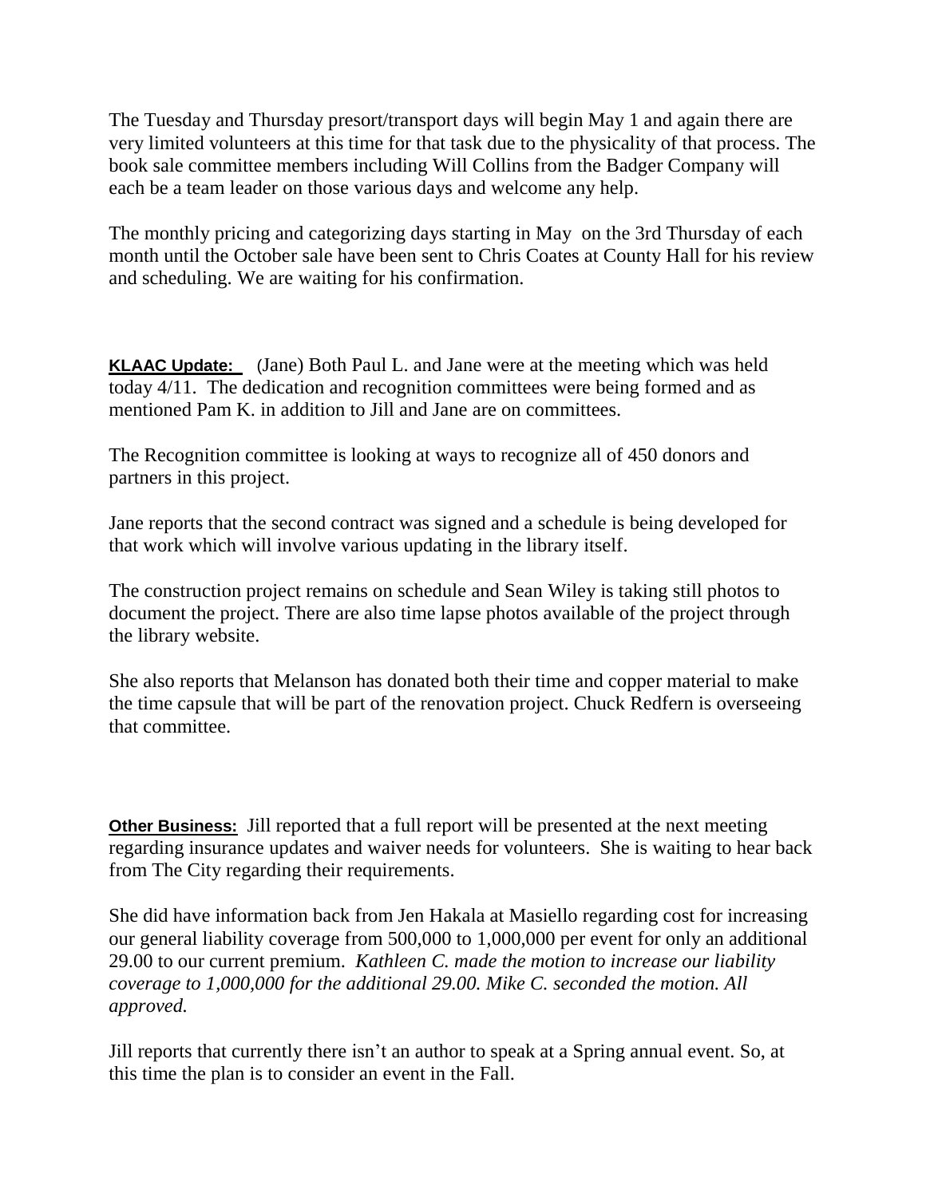The Tuesday and Thursday presort/transport days will begin May 1 and again there are very limited volunteers at this time for that task due to the physicality of that process. The book sale committee members including Will Collins from the Badger Company will each be a team leader on those various days and welcome any help.

The monthly pricing and categorizing days starting in May on the 3rd Thursday of each month until the October sale have been sent to Chris Coates at County Hall for his review and scheduling. We are waiting for his confirmation.

**KLAAC Update:** (Jane) Both Paul L. and Jane were at the meeting which was held today 4/11. The dedication and recognition committees were being formed and as mentioned Pam K. in addition to Jill and Jane are on committees.

The Recognition committee is looking at ways to recognize all of 450 donors and partners in this project.

Jane reports that the second contract was signed and a schedule is being developed for that work which will involve various updating in the library itself.

The construction project remains on schedule and Sean Wiley is taking still photos to document the project. There are also time lapse photos available of the project through the library website.

She also reports that Melanson has donated both their time and copper material to make the time capsule that will be part of the renovation project. Chuck Redfern is overseeing that committee.

**Other Business:** Jill reported that a full report will be presented at the next meeting regarding insurance updates and waiver needs for volunteers. She is waiting to hear back from The City regarding their requirements.

She did have information back from Jen Hakala at Masiello regarding cost for increasing our general liability coverage from 500,000 to 1,000,000 per event for only an additional 29.00 to our current premium. *Kathleen C. made the motion to increase our liability coverage to 1,000,000 for the additional 29.00. Mike C. seconded the motion. All approved.*

Jill reports that currently there isn't an author to speak at a Spring annual event. So, at this time the plan is to consider an event in the Fall.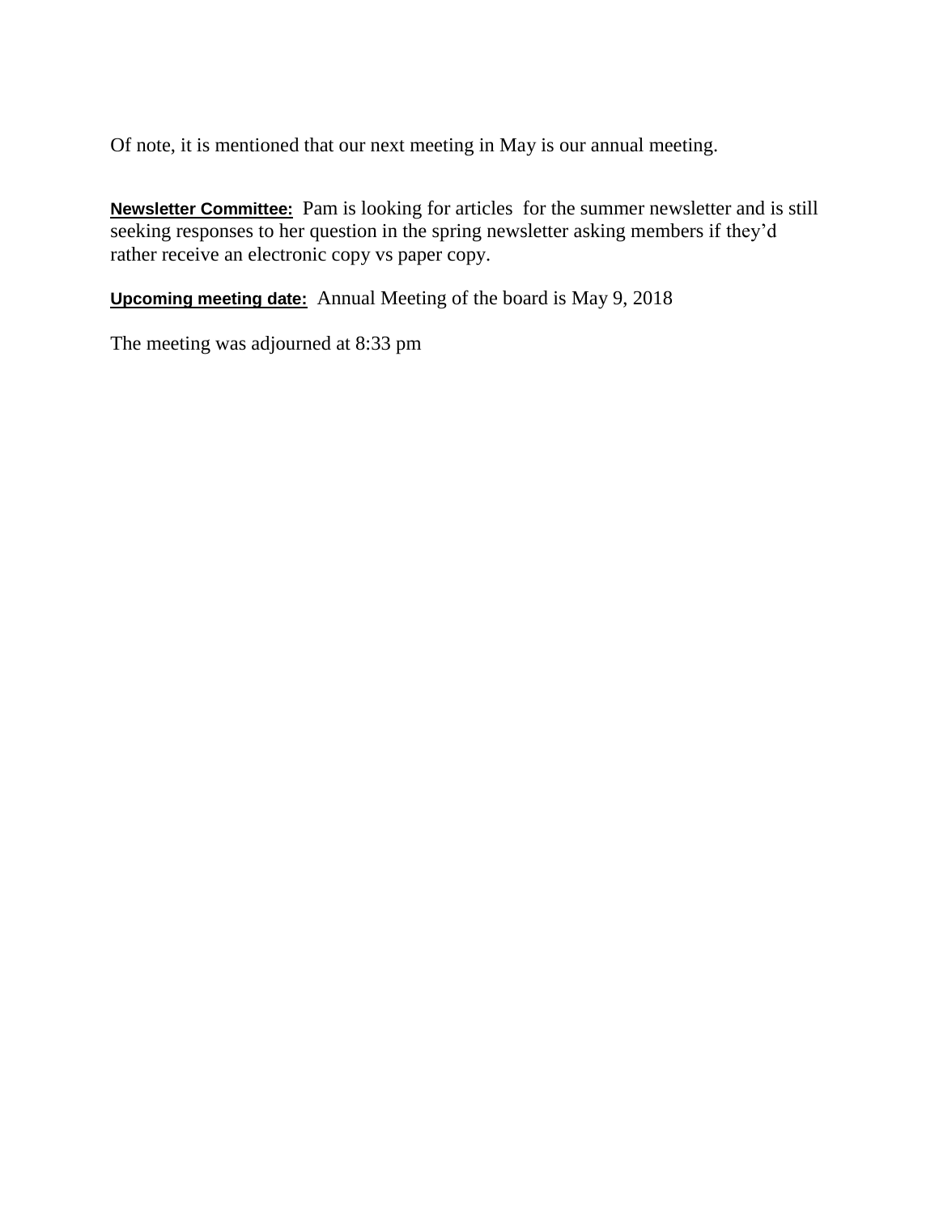Of note, it is mentioned that our next meeting in May is our annual meeting.

**Newsletter Committee:** Pam is looking for articles for the summer newsletter and is still seeking responses to her question in the spring newsletter asking members if they'd rather receive an electronic copy vs paper copy.

**Upcoming meeting date:** Annual Meeting of the board is May 9, 2018

The meeting was adjourned at 8:33 pm